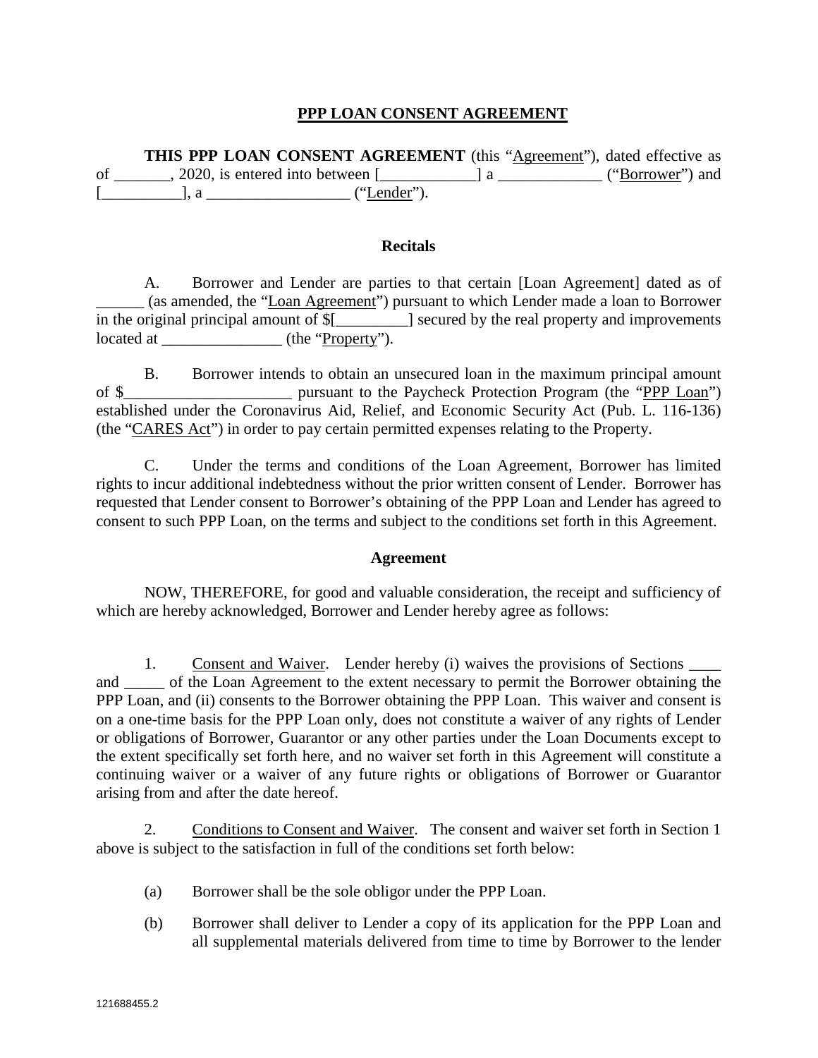# PPP LOAN CONSENT AGREEMENT

**THIS PPP LOAN CONSENT AGREEMENT** (this "Agreement"), dated effective as of _______, 2020, is entered into between [____________] a _____________ ("Borrower") and [__________], a _________________ ("Lender").

## Recitals

A. Borrower and Lender are parties to that certain [Loan Agreement] dated as of ______ (as amended, the "Loan Agreement") pursuant to which Lender made a loan to Borrower in the original principal amount of $[_________] secured by the real property and improvements located at _______________ (the "Property").

B. Borrower intends to obtain an unsecured loan in the maximum principal amount of $_____________________ pursuant to the Paycheck Protection Program (the "PPP Loan") established under the Coronavirus Aid, Relief, and Economic Security Act (Pub. L. 116-136) (the "CARES Act") in order to pay certain permitted expenses relating to the Property.

C. Under the terms and conditions of the Loan Agreement, Borrower has limited rights to incur additional indebtedness without the prior written consent of Lender. Borrower has requested that Lender consent to Borrower's obtaining of the PPP Loan and Lender has agreed to consent to such PPP Loan, on the terms and subject to the conditions set forth in this Agreement.

## Agreement

NOW, THEREFORE, for good and valuable consideration, the receipt and sufficiency of which are hereby acknowledged, Borrower and Lender hereby agree as follows:

1. Consent and Waiver. Lender hereby (i) waives the provisions of Sections ____ and _____ of the Loan Agreement to the extent necessary to permit the Borrower obtaining the PPP Loan, and (ii) consents to the Borrower obtaining the PPP Loan. This waiver and consent is on a one-time basis for the PPP Loan only, does not constitute a waiver of any rights of Lender or obligations of Borrower, Guarantor or any other parties under the Loan Documents except to the extent specifically set forth here, and no waiver set forth in this Agreement will constitute a continuing waiver or a waiver of any future rights or obligations of Borrower or Guarantor arising from and after the date hereof.

2. Conditions to Consent and Waiver. The consent and waiver set forth in Section 1 above is subject to the satisfaction in full of the conditions set forth below:

(a) Borrower shall be the sole obligor under the PPP Loan.

(b) Borrower shall deliver to Lender a copy of its application for the PPP Loan and all supplemental materials delivered from time to time by Borrower to the lender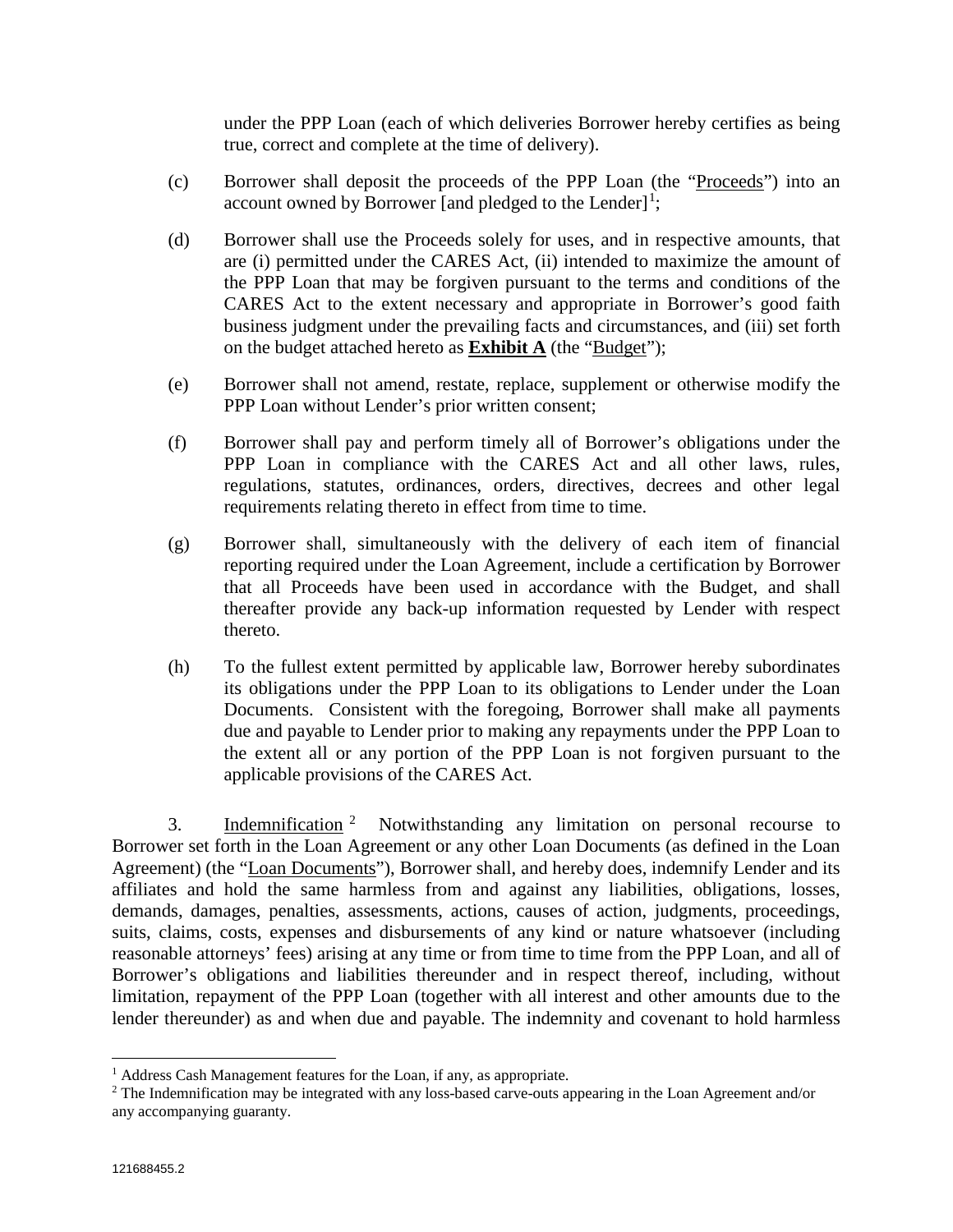under the PPP Loan (each of which deliveries Borrower hereby certifies as being true, correct and complete at the time of delivery).

(c) Borrower shall deposit the proceeds of the PPP Loan (the "Proceeds") into an account owned by Borrower [and pledged to the Lender][1];

(d) Borrower shall use the Proceeds solely for uses, and in respective amounts, that are (i) permitted under the CARES Act, (ii) intended to maximize the amount of the PPP Loan that may be forgiven pursuant to the terms and conditions of the CARES Act to the extent necessary and appropriate in Borrower's good faith business judgment under the prevailing facts and circumstances, and (iii) set forth on the budget attached hereto as **Exhibit A** (the "Budget");

(e) Borrower shall not amend, restate, replace, supplement or otherwise modify the PPP Loan without Lender's prior written consent;

(f) Borrower shall pay and perform timely all of Borrower's obligations under the PPP Loan in compliance with the CARES Act and all other laws, rules, regulations, statutes, ordinances, orders, directives, decrees and other legal requirements relating thereto in effect from time to time.

(g) Borrower shall, simultaneously with the delivery of each item of financial reporting required under the Loan Agreement, include a certification by Borrower that all Proceeds have been used in accordance with the Budget, and shall thereafter provide any back-up information requested by Lender with respect thereto.

(h) To the fullest extent permitted by applicable law, Borrower hereby subordinates its obligations under the PPP Loan to its obligations to Lender under the Loan Documents. Consistent with the foregoing, Borrower shall make all payments due and payable to Lender prior to making any repayments under the PPP Loan to the extent all or any portion of the PPP Loan is not forgiven pursuant to the applicable provisions of the CARES Act.

3. Indemnification[2] Notwithstanding any limitation on personal recourse to Borrower set forth in the Loan Agreement or any other Loan Documents (as defined in the Loan Agreement) (the "Loan Documents"), Borrower shall, and hereby does, indemnify Lender and its affiliates and hold the same harmless from and against any liabilities, obligations, losses, demands, damages, penalties, assessments, actions, causes of action, judgments, proceedings, suits, claims, costs, expenses and disbursements of any kind or nature whatsoever (including reasonable attorneys' fees) arising at any time or from time to time from the PPP Loan, and all of Borrower's obligations and liabilities thereunder and in respect thereof, including, without limitation, repayment of the PPP Loan (together with all interest and other amounts due to the lender thereunder) as and when due and payable. The indemnity and covenant to hold harmless

[1] Address Cash Management features for the Loan, if any, as appropriate.

[2] The Indemnification may be integrated with any loss-based carve-outs appearing in the Loan Agreement and/or any accompanying guaranty.

121688455.2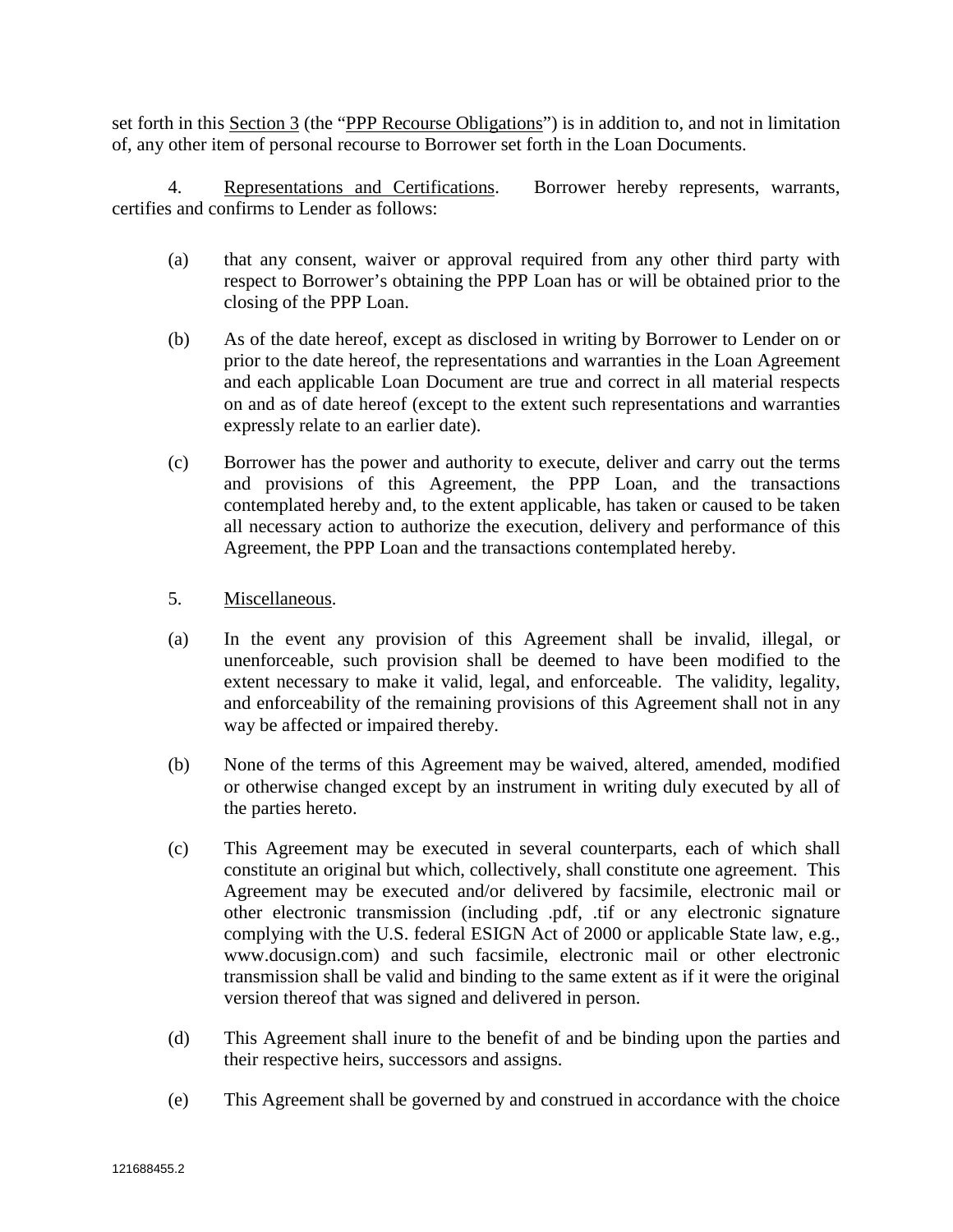set forth in this Section 3 (the "PPP Recourse Obligations") is in addition to, and not in limitation of, any other item of personal recourse to Borrower set forth in the Loan Documents.

4. Representations and Certifications. Borrower hereby represents, warrants, certifies and confirms to Lender as follows:

(a) that any consent, waiver or approval required from any other third party with respect to Borrower's obtaining the PPP Loan has or will be obtained prior to the closing of the PPP Loan.

(b) As of the date hereof, except as disclosed in writing by Borrower to Lender on or prior to the date hereof, the representations and warranties in the Loan Agreement and each applicable Loan Document are true and correct in all material respects on and as of date hereof (except to the extent such representations and warranties expressly relate to an earlier date).

(c) Borrower has the power and authority to execute, deliver and carry out the terms and provisions of this Agreement, the PPP Loan, and the transactions contemplated hereby and, to the extent applicable, has taken or caused to be taken all necessary action to authorize the execution, delivery and performance of this Agreement, the PPP Loan and the transactions contemplated hereby.

5. Miscellaneous.

(a) In the event any provision of this Agreement shall be invalid, illegal, or unenforceable, such provision shall be deemed to have been modified to the extent necessary to make it valid, legal, and enforceable. The validity, legality, and enforceability of the remaining provisions of this Agreement shall not in any way be affected or impaired thereby.

(b) None of the terms of this Agreement may be waived, altered, amended, modified or otherwise changed except by an instrument in writing duly executed by all of the parties hereto.

(c) This Agreement may be executed in several counterparts, each of which shall constitute an original but which, collectively, shall constitute one agreement. This Agreement may be executed and/or delivered by facsimile, electronic mail or other electronic transmission (including .pdf, .tif or any electronic signature complying with the U.S. federal ESIGN Act of 2000 or applicable State law, e.g., www.docusign.com) and such facsimile, electronic mail or other electronic transmission shall be valid and binding to the same extent as if it were the original version thereof that was signed and delivered in person.

(d) This Agreement shall inure to the benefit of and be binding upon the parties and their respective heirs, successors and assigns.

(e) This Agreement shall be governed by and construed in accordance with the choice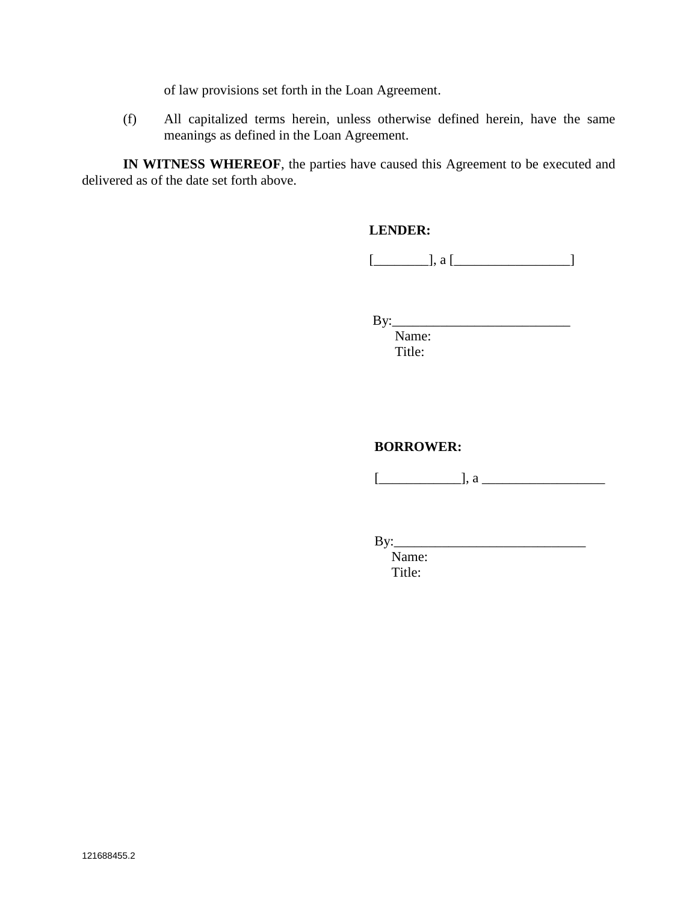of law provisions set forth in the Loan Agreement.

(f) All capitalized terms herein, unless otherwise defined herein, have the same meanings as defined in the Loan Agreement.

**IN WITNESS WHEREOF**, the parties have caused this Agreement to be executed and delivered as of the date set forth above.

**LENDER:**

[________], a [_________________]

By:__________________________
Name:
Title:

**BORROWER:**

[____________], a __________________

By:____________________________
Name:
Title:

121688455.2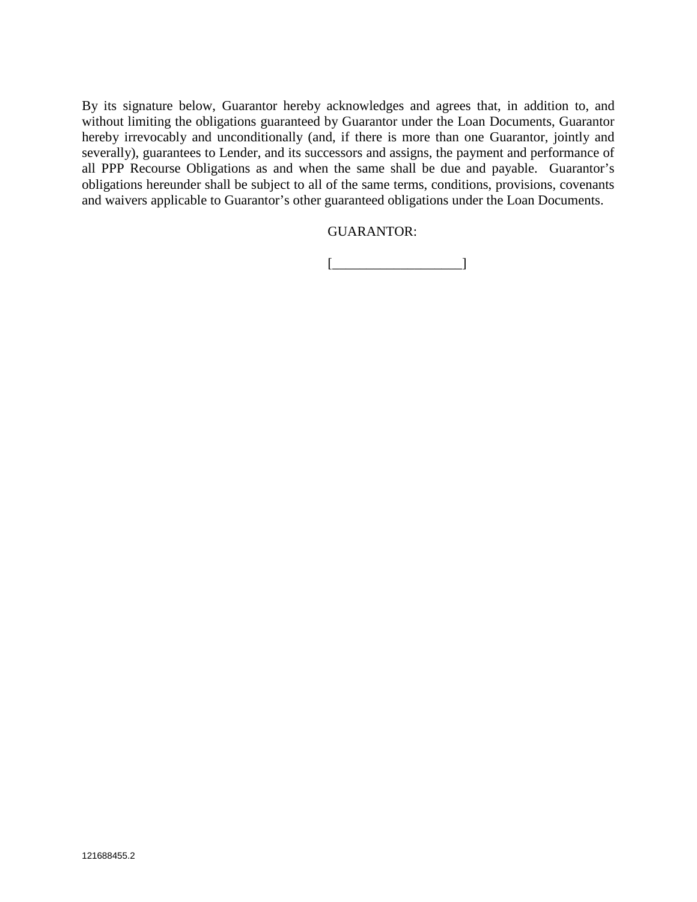By its signature below, Guarantor hereby acknowledges and agrees that, in addition to, and without limiting the obligations guaranteed by Guarantor under the Loan Documents, Guarantor hereby irrevocably and unconditionally (and, if there is more than one Guarantor, jointly and severally), guarantees to Lender, and its successors and assigns, the payment and performance of all PPP Recourse Obligations as and when the same shall be due and payable. Guarantor's obligations hereunder shall be subject to all of the same terms, conditions, provisions, covenants and waivers applicable to Guarantor's other guaranteed obligations under the Loan Documents.

GUARANTOR:

[___________________]

121688455.2